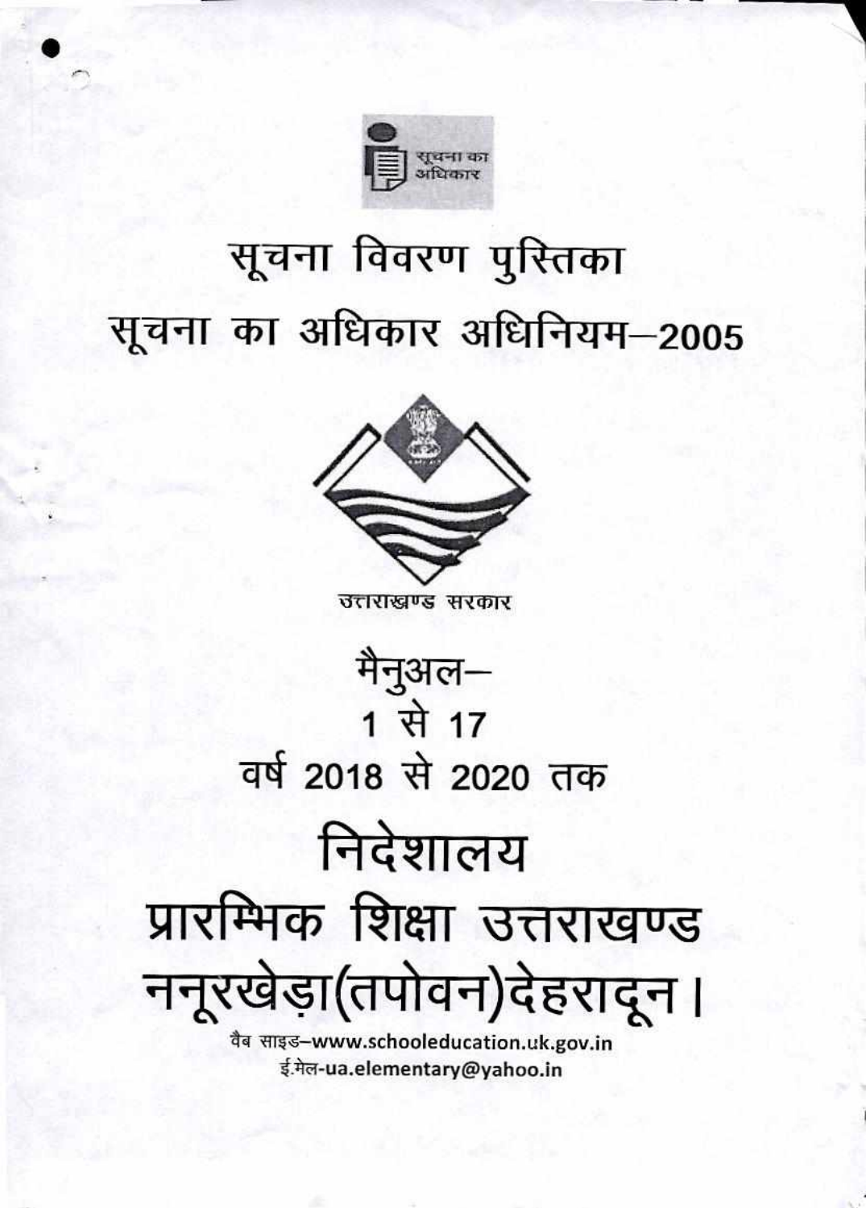सूचना का अधिकार

# सूचना विवरण पुस्तिका

# सूचना का अधिकार अधिनियम–2005

उत्तराखण्ड सरकार

## मैनुअल–
## 1 से 17
## वर्ष 2018 से 2020 तक

# निदेशालय
# प्रारम्भिक शिक्षा उत्तराखण्ड
# ननूरखेड़ा(तपोवन)देहरादून।

वैब साइड–www.schooleducation.uk.gov.in
ई.मेल-ua.elementary@yahoo.in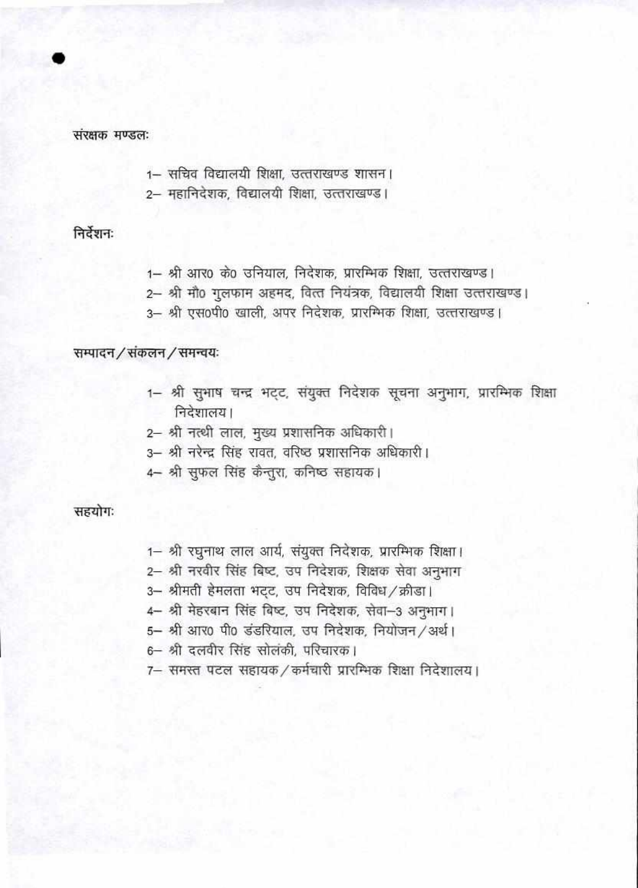संरक्षक मण्डलः

1– सचिव विद्यालयी शिक्षा, उत्तराखण्ड शासन।
2– महानिदेशक, विद्यालयी शिक्षा, उत्तराखण्ड।

निर्देशनः

1– श्री आर० के० उनियाल, निदेशक, प्रारम्भिक शिक्षा, उत्तराखण्ड।
2– श्री मौ० गुलफाम अहमद, वित्त नियंत्रक, विद्यालयी शिक्षा उत्तराखण्ड।
3– श्री एस०पी० खाली, अपर निदेशक, प्रारम्भिक शिक्षा, उत्तराखण्ड।

सम्पादन / संकलन / समन्वयः

1– श्री सुभाष चन्द्र भट्ट, संयुक्त निदेशक सूचना अनुभाग, प्रारम्भिक शिक्षा निदेशालय।
2– श्री नत्थी लाल, मुख्य प्रशासनिक अधिकारी।
3– श्री नरेन्द्र सिंह रावत, वरिष्ठ प्रशासनिक अधिकारी।
4– श्री सुफल सिंह कैन्तुरा, कनिष्ठ सहायक।

सहयोगः

1– श्री रघुनाथ लाल आर्य, संयुक्त निदेशक, प्रारम्भिक शिक्षा।
2– श्री नरवीर सिंह बिष्ट, उप निदेशक, शिक्षक सेवा अनुभाग
3– श्रीमती हेमलता भट्ट, उप निदेशक, विविध / क्रीडा।
4– श्री मेहरबान सिंह बिष्ट, उप निदेशक, सेवा–3 अनुभाग।
5– श्री आर० पी० डंडरियाल, उप निदेशक, नियोजन / अर्थ।
6– श्री दलवीर सिंह सोलंकी, परिचारक।
7– समस्त पटल सहायक / कर्मचारी प्रारम्भिक शिक्षा निदेशालय।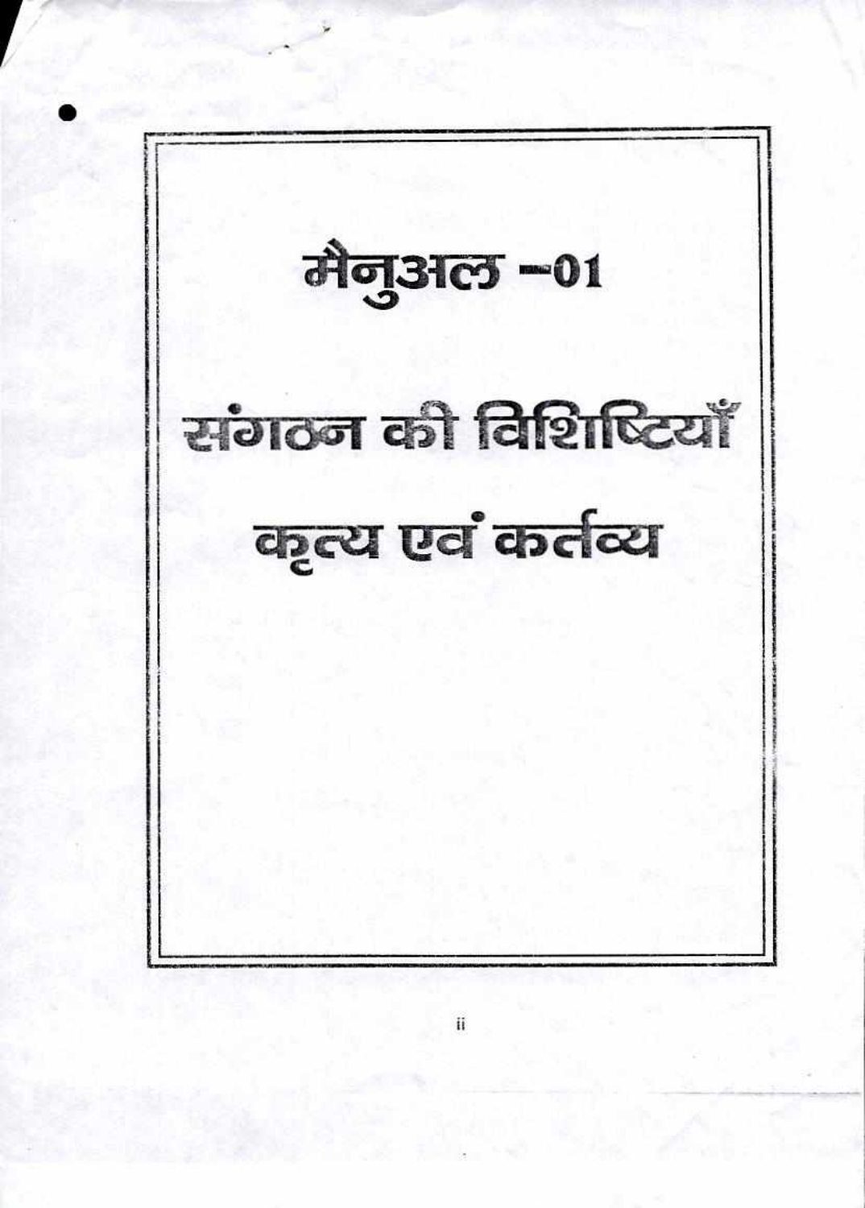# मैनुअल –01

# संगठन की विशिष्टियाँ

# कृत्य एवं कर्तव्य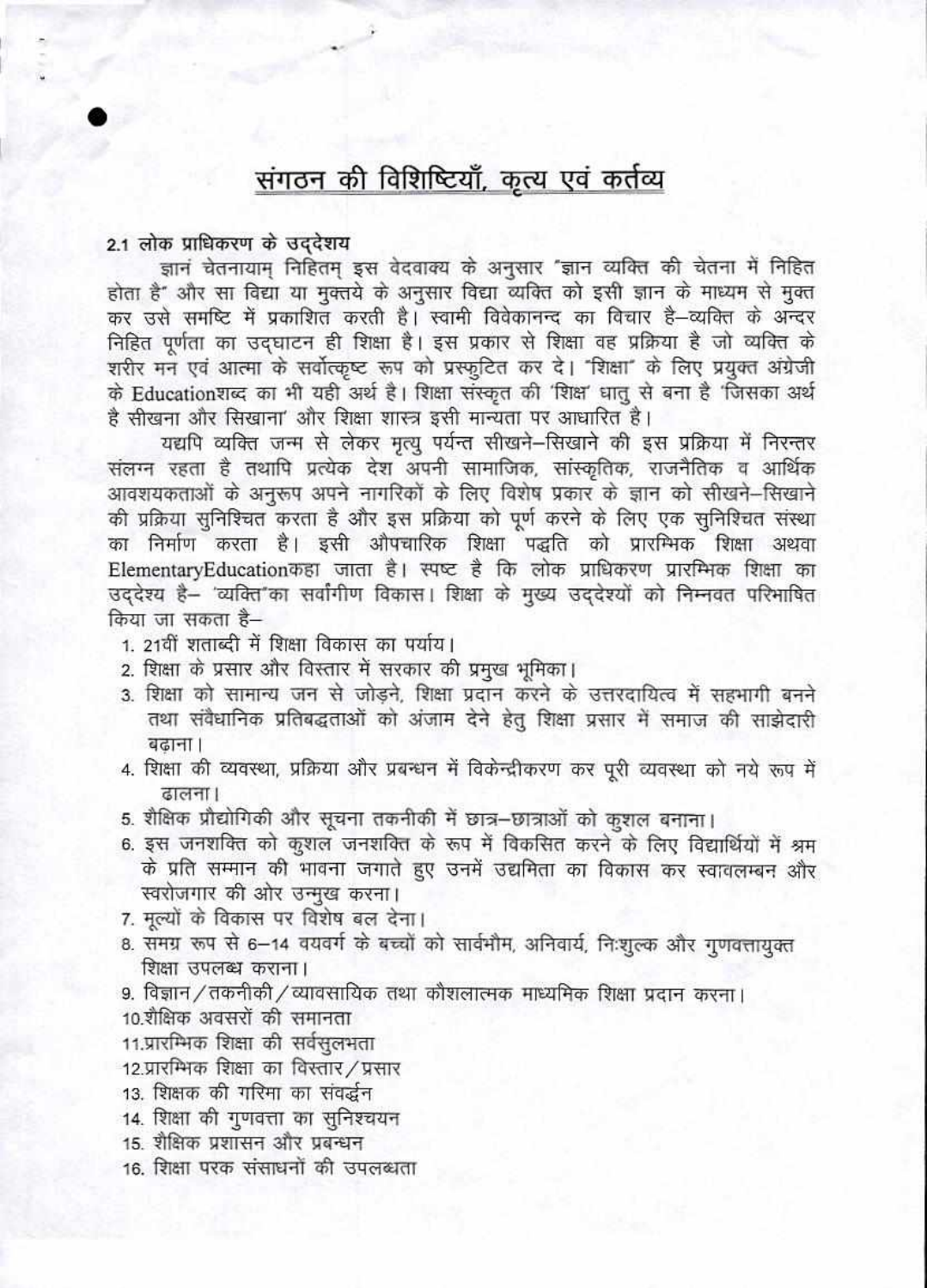# संगठन की विशिष्टियाँ, कृत्य एवं कर्तव्य

### 2.1 लोक प्राधिकरण के उद्देश्य

ज्ञानं चेतनायाम् निहितम् इस वेदवाक्य के अनुसार "ज्ञान व्यक्ति की चेतना में निहित होता है" और सा विद्या या मुक्तये के अनुसार विद्या व्यक्ति को इसी ज्ञान के माध्यम से मुक्त कर उसे समष्टि में प्रकाशित करती है। स्वामी विवेकानन्द का विचार है–व्यक्ति के अन्दर निहित पूर्णता का उद्घाटन ही शिक्षा है। इस प्रकार से शिक्षा वह प्रक्रिया है जो व्यक्ति के शरीर मन एवं आत्मा के सर्वोत्कृष्ट रूप को प्रस्फुटित कर दे। "शिक्षा" के लिए प्रयुक्त अंग्रेजी के Educationशब्द का भी यही अर्थ है। शिक्षा संस्कृत की 'शिक्ष' धातु से बना है 'जिसका अर्थ है सीखना और सिखाना' और शिक्षा शास्त्र इसी मान्यता पर आधारित है।

यद्यपि व्यक्ति जन्म से लेकर मृत्यु पर्यन्त सीखने–सिखाने की इस प्रक्रिया में निरन्तर संलग्न रहता है तथापि प्रत्येक देश अपनी सामाजिक, सांस्कृतिक, राजनैतिक व आर्थिक आवशयकताओं के अनुरूप अपने नागरिकों के लिए विशेष प्रकार के ज्ञान को सीखने–सिखाने की प्रक्रिया सुनिश्चित करता है और इस प्रक्रिया को पूर्ण करने के लिए एक सुनिश्चित संस्था का निर्माण करता है। इसी औपचारिक शिक्षा पद्धति को प्रारम्भिक शिक्षा अथवा ElementaryEducationकहा जाता है। स्पष्ट है कि लोक प्राधिकरण प्रारम्भिक शिक्षा का उद्देश्य है– 'व्यक्ति'का सर्वांगीण विकास। शिक्षा के मुख्य उद्देश्यों को निम्नवत परिभाषित किया जा सकता है–

1. 21वीं शताब्दी में शिक्षा विकास का पर्याय।
2. शिक्षा के प्रसार और विस्तार में सरकार की प्रमुख भूमिका।
3. शिक्षा को सामान्य जन से जोड़ने, शिक्षा प्रदान करने के उत्तरदायित्व में सहभागी बनने तथा संवैधानिक प्रतिबद्धताओं को अंजाम देने हेतु शिक्षा प्रसार में समाज की साझेदारी बढ़ाना।
4. शिक्षा की व्यवस्था, प्रक्रिया और प्रबन्धन में विकेन्द्रीकरण कर पूरी व्यवस्था को नये रूप में ढालना।
5. शैक्षिक प्रौद्योगिकी और सूचना तकनीकी में छात्र–छात्राओं को कुशल बनाना।
6. इस जनशक्ति को कुशल जनशक्ति के रूप में विकसित करने के लिए विद्यार्थियों में श्रम के प्रति सम्मान की भावना जगाते हुए उनमें उद्यमिता का विकास कर स्वावलम्बन और स्वरोजगार की ओर उन्मुख करना।
7. मूल्यों के विकास पर विशेष बल देना।
8. समग्र रूप से 6–14 वयवर्ग के बच्चों को सार्वभौम, अनिवार्य, निःशुल्क और गुणवत्तायुक्त शिक्षा उपलब्ध कराना।
9. विज्ञान/तकनीकी/व्यावसायिक तथा कौशलात्मक माध्यमिक शिक्षा प्रदान करना।
10. शैक्षिक अवसरों की समानता
11. प्रारम्भिक शिक्षा की सर्वसुलभता
12. प्रारम्भिक शिक्षा का विस्तार/प्रसार
13. शिक्षक की गरिमा का संवर्द्धन
14. शिक्षा की गुणवत्ता का सुनिश्चयन
15. शैक्षिक प्रशासन और प्रबन्धन
16. शिक्षा परक संसाधनों की उपलब्धता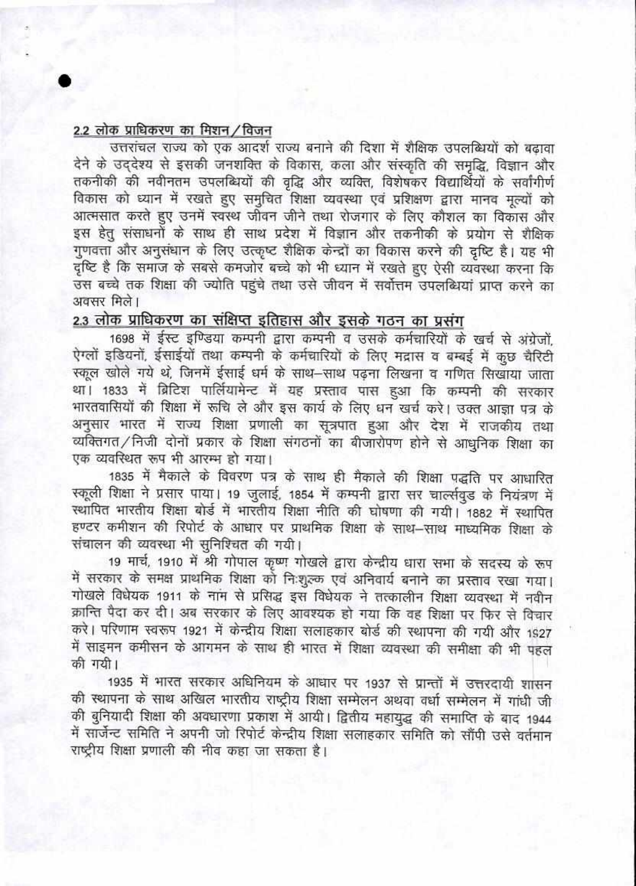## 2.2 लोक प्राधिकरण का मिशन/विजन

उत्तरांचल राज्य को एक आदर्श राज्य बनाने की दिशा में शैक्षिक उपलब्धियों को बढ़ावा देने के उद्देश्य से इसकी जनशक्ति के विकास, कला और संस्कृति की समृद्धि, विज्ञान और तकनीकी की नवीनतम उपलब्धियों की वृद्धि और व्यक्ति, विशेषकर विद्यार्थियों के सर्वांगीर्ण विकास को ध्यान में रखते हुए समुचित शिक्षा व्यवस्था एवं प्रशिक्षण द्वारा मानव मूल्यों को आत्मसात करते हुए उनमें स्वस्थ जीवन जीने तथा रोजगार के लिए कौशल का विकास और इस हेतु संसाधनों के साथ ही साथ प्रदेश में विज्ञान और तकनीकी के प्रयोग से शैक्षिक गुणवत्ता और अनुसंधान के लिए उत्कृष्ट शैक्षिक केन्द्रों का विकास करने की दृष्टि है। यह भी दृष्टि है कि समाज के सबसे कमजोर बच्चे को भी ध्यान में रखते हुए ऐसी व्यवस्था करना कि उस बच्चे तक शिक्षा की ज्योति पहुंचे तथा उसे जीवन में सर्वोत्तम उपलब्धियां प्राप्त करने का अवसर मिले।

## 2.3 लोक प्राधिकरण का संक्षिप्त इतिहास और इसके गठन का प्रसंग

1698 में ईस्ट इण्डिया कम्पनी द्वारा कम्पनी व उसके कर्मचारियों के खर्च से अंग्रेजों, ऐग्लों इडियनों, ईसाईयों तथा कम्पनी के कर्मचारियों के लिए मद्रास व बम्बई में कुछ चैरिटी स्कूल खोले गये थे, जिनमें ईसाई धर्म के साथ-साथ पढ़ना लिखना व गणित सिखाया जाता था। 1833 में ब्रिटिश पार्लियामेन्ट में यह प्रस्ताव पास हुआ कि कम्पनी की सरकार भारतवासियों की शिक्षा में रूचि ले और इस कार्य के लिए धन खर्च करे। उक्त आज्ञा पत्र के अनुसार भारत में राज्य शिक्षा प्रणाली का सूत्रपात हुआ और देश में राजकीय तथा व्यक्तिगत/निजी दोनों प्रकार के शिक्षा संगठनों का बीजारोपण होने से आधुनिक शिक्षा का एक व्यवस्थित रूप भी आरम्भ हो गया।

1835 में मैकाले के विवरण पत्र के साथ ही मैकाले की शिक्षा पद्धति पर आधारित स्कूली शिक्षा ने प्रसार पाया। 19 जुलाई, 1854 में कम्पनी द्वारा सर चार्ल्सवुड के नियंत्रण में स्थापित भारतीय शिक्षा बोर्ड में भारतीय शिक्षा नीति की घोषणा की गयी। 1882 में स्थापित हण्टर कमीशन की रिपोर्ट के आधार पर प्राथमिक शिक्षा के साथ-साथ माध्यमिक शिक्षा के संचालन की व्यवस्था भी सुनिश्चित की गयी।

19 मार्च, 1910 में श्री गोपाल कृष्ण गोखले द्वारा केन्द्रीय धारा सभा के सदस्य के रूप में सरकार के समक्ष प्राथमिक शिक्षा को निःशुल्क एवं अनिवार्य बनाने का प्रस्ताव रखा गया। गोखले विधेयक 1911 के नाम से प्रसिद्ध इस विधेयक ने तत्कालीन शिक्षा व्यवस्था में नवीन क्रान्ति पैदा कर दी। अब सरकार के लिए आवश्यक हो गया कि वह शिक्षा पर फिर से विचार करे। परिणाम स्वरूप 1921 में केन्द्रीय शिक्षा सलाहकार बोर्ड की स्थापना की गयी और 1927 में साइमन कमीसन के आगमन के साथ ही भारत में शिक्षा व्यवस्था की समीक्षा की भी पहल की गयी।

1935 में भारत सरकार अधिनियम के आधार पर 1937 से प्रान्तों में उत्तरदायी शासन की स्थापना के साथ अखिल भारतीय राष्ट्रीय शिक्षा सम्मेलन अथवा वर्धा सम्मेलन में गांधी जी की बुनियादी शिक्षा की अवधारणा प्रकाश में आयी। द्वितीय महायुद्ध की समाप्ति के बाद 1944 में सार्जेन्ट समिति ने अपनी जो रिपोर्ट केन्द्रीय शिक्षा सलाहकार समिति को सौंपी उसे वर्तमान राष्ट्रीय शिक्षा प्रणाली की नीव कहा जा सकता है।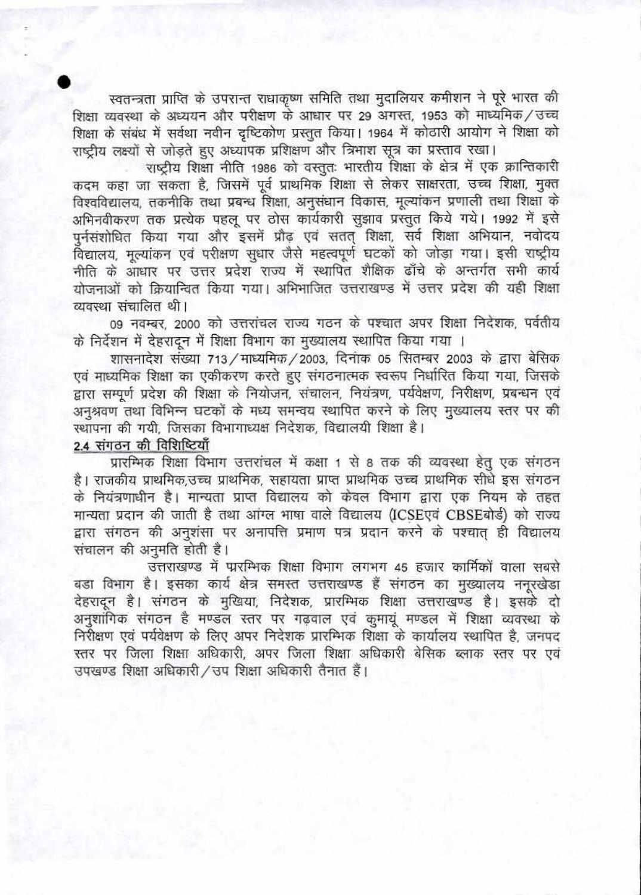स्वतन्त्रता प्राप्ति के उपरान्त राधाकृष्ण समिति तथा मुदालियर कमीशन ने पूरे भारत की शिक्षा व्यवस्था के अध्ययन और परीक्षण के आधार पर 29 अगस्त, 1953 को माध्यमिक/उच्च शिक्षा के संबंध में सर्वथा नवीन दृष्टिकोण प्रस्तुत किया। 1964 में कोठारी आयोग ने शिक्षा को राष्ट्रीय लक्ष्यों से जोड़ते हुए अध्यापक प्रशिक्षण और त्रिभाश सूत्र का प्रस्ताव रखा।

राष्ट्रीय शिक्षा नीति 1986 को वस्तुतः भारतीय शिक्षा के क्षेत्र में एक क्रान्तिकारी कदम कहा जा सकता है, जिसमें पूर्व प्राथमिक शिक्षा से लेकर साक्षरता, उच्च शिक्षा, मुक्त विश्वविद्यालय, तकनीकि तथा प्रबन्ध शिक्षा, अनुसंधान विकास, मूल्यांकन प्रणाली तथा शिक्षा के अभिनवीकरण तक प्रत्येक पहलू पर ठोस कार्यकारी सुझाव प्रस्तुत किये गये। 1992 में इसे पुर्नसंशोधित किया गया और इसमें प्रौढ़ एवं सतत् शिक्षा, सर्व शिक्षा अभियान, नवोदय विद्यालय, मूल्यांकन एवं परीक्षण सुधार जैसे महत्वपूर्ण घटकों को जोड़ा गया। इसी राष्ट्रीय नीति के आधार पर उत्तर प्रदेश राज्य में स्थापित शैक्षिक ढाँचे के अन्तर्गत सभी कार्य योजनाओं को क्रियान्वित किया गया। अभिभाजित उत्तराखण्ड में उत्तर प्रदेश की यही शिक्षा व्यवस्था संचालित थी।

09 नवम्बर, 2000 को उत्तरांचल राज्य गठन के पश्चात अपर शिक्षा निदेशक, पर्वतीय के निर्देशन में देहरादून में शिक्षा विभाग का मुख्यालय स्थापित किया गया।

शासनादेश संख्या 713/माध्यमिक/2003, दिनांक 05 सितम्बर 2003 के द्वारा बेसिक एवं माध्यमिक शिक्षा का एकीकरण करते हुए संगठनात्मक स्वरूप निर्धारित किया गया, जिसके द्वारा सम्पूर्ण प्रदेश की शिक्षा के नियोजन, संचालन, नियंत्रण, पर्यवेक्षण, निरीक्षण, प्रबन्धन एवं अनुश्रवण तथा विभिन्न घटकों के मध्य समन्वय स्थापित करने के लिए मुख्यालय स्तर पर की स्थापना की गयी, जिसका विभागाध्यक्ष निदेशक, विद्यालयी शिक्षा है।

## 2.4 संगठन की विशिष्टियाँ

प्रारम्भिक शिक्षा विभाग उत्तरांचल में कक्षा 1 से 8 तक की व्यवस्था हेतु एक संगठन है। राजकीय प्राथमिक,उच्च प्राथमिक, सहायता प्राप्त प्राथमिक उच्च प्राथमिक सीधे इस संगठन के नियंत्रणाधीन है। मान्यता प्राप्त विद्यालय को केवल विभाग द्वारा एक नियम के तहत मान्यता प्रदान की जाती है तथा आंग्ल भाषा वाले विद्यालय (ICSEएवं CBSEबोर्ड) को राज्य द्वारा संगठन की अनुशंसा पर अनापत्ति प्रमाण पत्र प्रदान करने के पश्चात् ही विद्यालय संचालन की अनुमति होती है।

उत्तराखण्ड में प्ररम्भिक शिक्षा विभाग लगभग 45 हजार कार्मिकों वाला सबसे बडा विभाग है। इसका कार्य क्षेत्र समस्त उत्तराखण्ड हैं संगठन का मुख्यालय ननूरखेडा देहरादून है। संगठन के मुखिया, निदेशक, प्रारम्भिक शिक्षा उत्तराखण्ड है। इसके दो अनुशांगिक संगठन है मण्डल स्तर पर गढ़वाल एवं कुमायूं मण्डल में शिक्षा व्यवस्था के निरीक्षण एवं पर्यवेक्षण के लिए अपर निदेशक प्रारम्भिक शिक्षा के कार्यालय स्थापित है, जनपद स्तर पर जिला शिक्षा अधिकारी, अपर जिला शिक्षा अधिकारी बेसिक ब्लाक स्तर पर एवं उपखण्ड शिक्षा अधिकारी/उप शिक्षा अधिकारी तैनात हैं।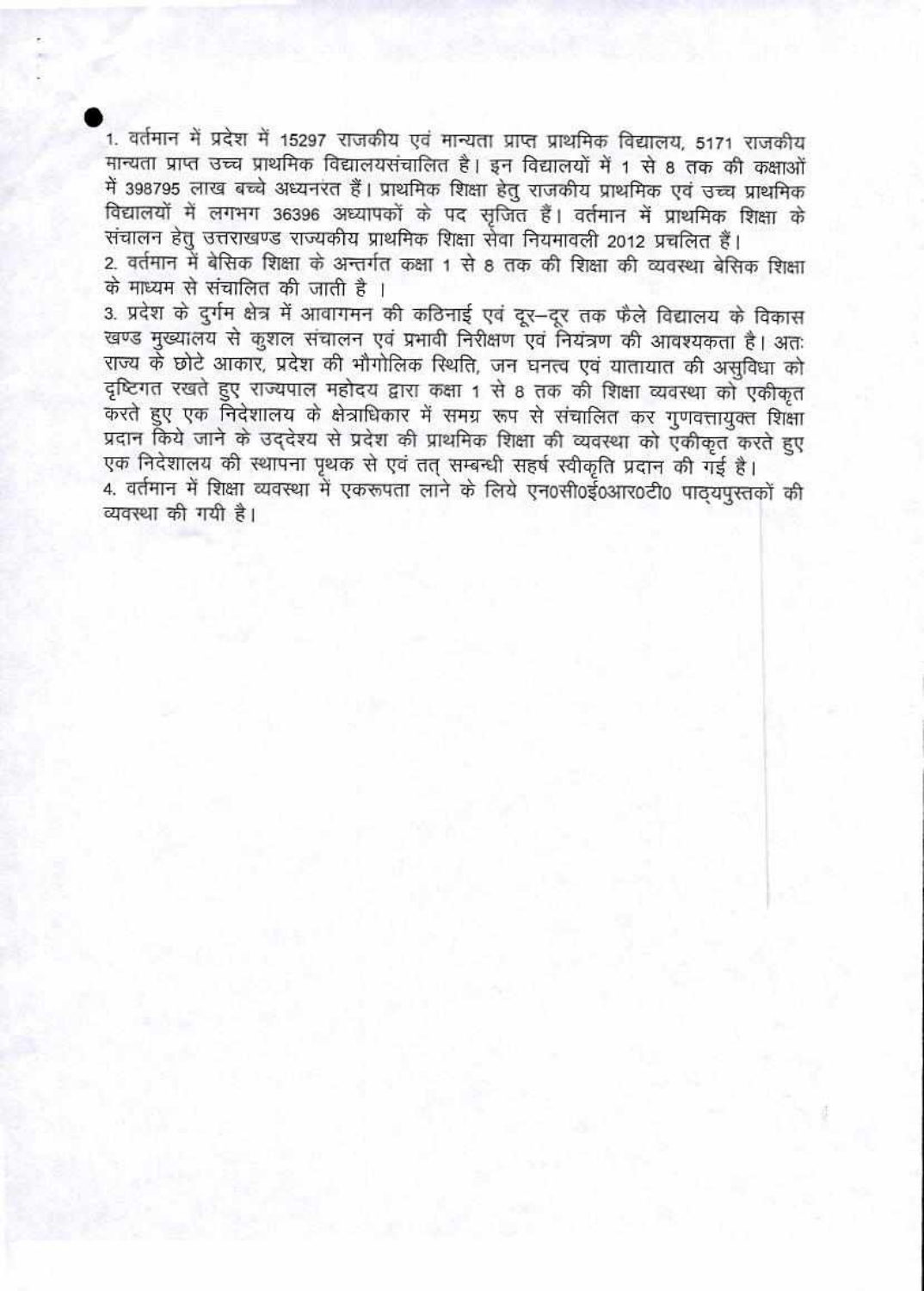1. वर्तमान में प्रदेश में 15297 राजकीय एवं मान्यता प्राप्त प्राथमिक विद्यालय, 5171 राजकीय मान्यता प्राप्त उच्च प्राथमिक विद्यालयसंचालित है। इन विद्यालयों में 1 से 8 तक की कक्षाओं में 398795 लाख बच्चे अध्ययनरत हैं। प्राथमिक शिक्षा हेतु राजकीय प्राथमिक एवं उच्च प्राथमिक विद्यालयों में लगभग 36396 अध्यापकों के पद सृजित हैं। वर्तमान में प्राथमिक शिक्षा के संचालन हेतु उत्तराखण्ड राज्यकीय प्राथमिक शिक्षा सेवा नियमावली 2012 प्रचलित हैं।

2. वर्तमान में बेसिक शिक्षा के अन्तर्गत कक्षा 1 से 8 तक की शिक्षा की व्यवस्था बेसिक शिक्षा के माध्यम से संचालित की जाती है ।

3. प्रदेश के दुर्गम क्षेत्र में आवागमन की कठिनाई एवं दूर–दूर तक फैले विद्यालय के विकास खण्ड मुख्यालय से कुशल संचालन एवं प्रभावी निरीक्षण एवं नियंत्रण की आवश्यकता है। अतः राज्य के छोटे आकार, प्रदेश की भौगोलिक स्थिति, जन घनत्व एवं यातायात की असुविधा को दृष्टिगत रखते हुए राज्यपाल महोदय द्वारा कक्षा 1 से 8 तक की शिक्षा व्यवस्था को एकीकृत करते हुए एक निदेशालय के क्षेत्राधिकार में समग्र रूप से संचालित कर गुणवत्तायुक्त शिक्षा प्रदान किये जाने के उद्देश्य से प्रदेश की प्राथमिक शिक्षा की व्यवस्था को एकीकृत करते हुए एक निदेशालय की स्थापना पृथक से एवं तत् सम्बन्धी सहर्ष स्वीकृति प्रदान की गई है।

4. वर्तमान में शिक्षा व्यवस्था में एकरूपता लाने के लिये एन0सी0ई0आर0टी0 पाठ्यपुस्तकों की व्यवस्था की गयी है।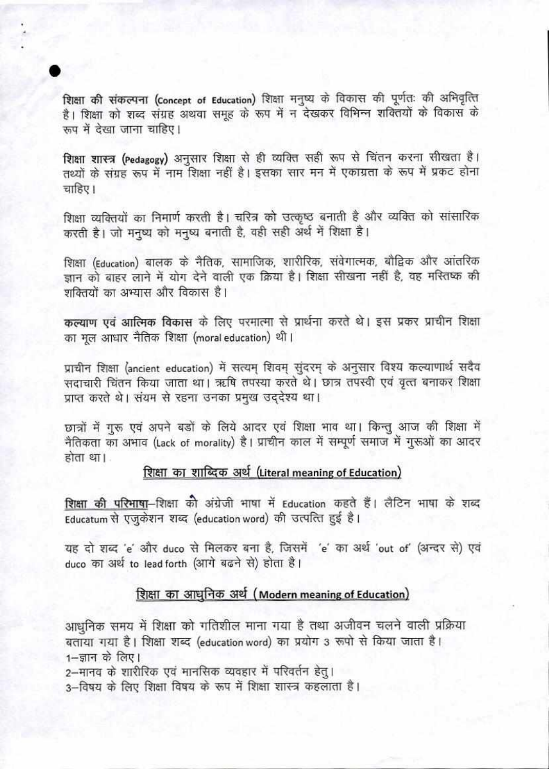**शिक्षा की संकल्पना (Concept of Education)** शिक्षा मनुष्य के विकास की पूर्णतः की अभिवृत्ति है। शिक्षा को शब्द संग्रह अथवा समूह के रूप में न देखकर विभिन्न शक्तियों के विकास के रूप में देखा जाना चाहिए।

**शिक्षा शास्त्र (Pedagogy)** अनुसार शिक्षा से ही व्यक्ति सही रूप से चिंतन करना सीखता है। तथ्यों के संग्रह रूप में नाम शिक्षा नहीं है। इसका सार मन में एकाग्रता के रूप में प्रकट होना चाहिए।

शिक्षा व्यक्तियों का निमार्ण करती है। चरित्र को उत्कृष्ठ बनाती है और व्यक्ति को सांसारिक करती है। जो मनुष्य को मनुष्य बनाती है, वही सही अर्थ में शिक्षा है।

शिक्षा (Education) बालक के नैतिक, सामाजिक, शारीरिक, संवेगात्मक, बौद्विक और आंतरिक ज्ञान को बाहर लाने में योग देने वाली एक क्रिया है। शिक्षा सीखना नहीं है, वह मस्तिष्क की शक्तियों का अभ्यास और विकास है।

**कल्याण एवं आत्मिक विकास** के लिए परमात्मा से प्रार्थना करते थे। इस प्रकर प्राचीन शिक्षा का मूल आधार नैतिक शिक्षा (moral education) थी।

प्राचीन शिक्षा (ancient education) में सत्यम् शिवम् सुंदरम् के अनुसार विश्य कल्याणार्थ सदैव सदाचारी चिंतन किया जाता था। ऋषि तपस्या करते थे। छात्र तपस्वी एवं वृत्त बनाकर शिक्षा प्राप्त करते थे। संयम से रहना उनका प्रमुख उद्देश्य था।

छात्रों में गुरू एवं अपने बडों के लिये आदर एवं शिक्षा भाव था। किन्तु आज की शिक्षा में नैतिकता का अभाव (Lack of morality) है। प्राचीन काल में सम्पूर्ण समाज में गुरूओं का आदर होता था।

## <u>शिक्षा का शाब्दिक अर्थ (Literal meaning of Education)</u>

<u>**शिक्षा की परिभाषा**</u>–शिक्षा को अंग्रेजी भाषा में Education कहते हैं। लैटिन भाषा के शब्द Educatum से एजुकेशन शब्द (education word) की उत्पत्ति हुई है।

यह दो शब्द 'e' और duco से मिलकर बना है, जिसमें 'e' का अर्थ 'out of' (अन्दर से) एवं duco का अर्थ to lead forth (आगे बढने से) होता है।

## <u>शिक्षा का आधुनिक अर्थ (Modern meaning of Education)</u>

आधुनिक समय में शिक्षा को गतिशील माना गया है तथा अजीवन चलने वाली प्रक्रिया बताया गया है। शिक्षा शब्द (education word) का प्रयोग 3 रूपो से किया जाता है।

1–ज्ञान के लिए।

2–मानव के शारीरिक एवं मानसिक व्यवहार में परिवर्तन हेतु।

3–विषय के लिए शिक्षा विषय के रूप में शिक्षा शास्त्र कहलाता है।